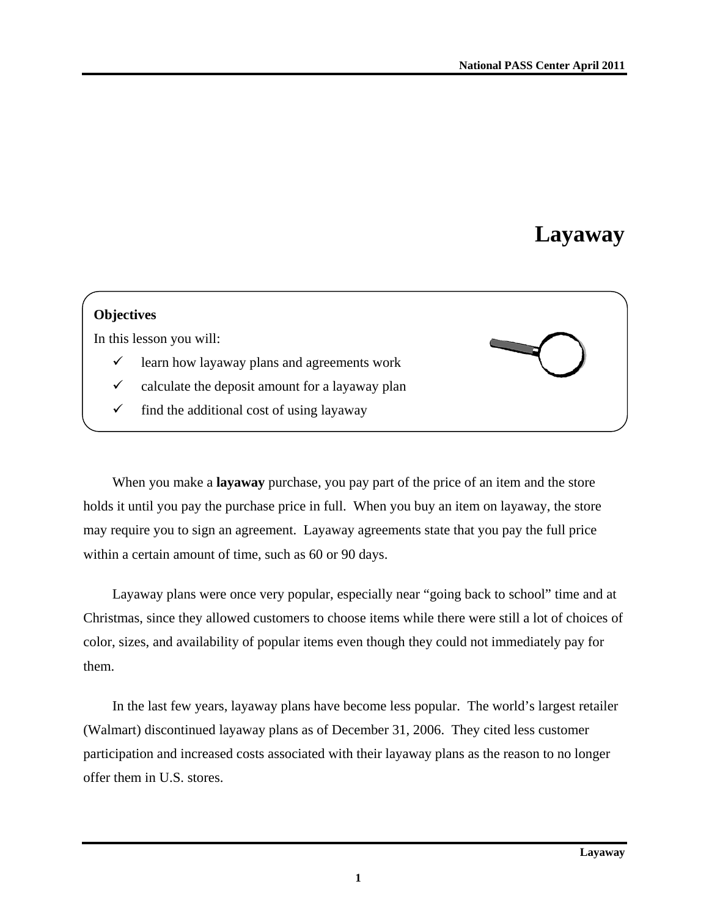# Layaway

**Objectives**

In this lesson you will:

- ✓ learn how layaway plans and agreements work
- ✓ calculate the deposit amount for a layaway plan
- ✓ find the additional cost of using layaway

When you make a **layaway** purchase, you pay part of the price of an item and the store holds it until you pay the purchase price in full. When you buy an item on layaway, the store may require you to sign an agreement. Layaway agreements state that you pay the full price within a certain amount of time, such as 60 or 90 days.

Layaway plans were once very popular, especially near "going back to school" time and at Christmas, since they allowed customers to choose items while there were still a lot of choices of color, sizes, and availability of popular items even though they could not immediately pay for them.

In the last few years, layaway plans have become less popular. The world's largest retailer (Walmart) discontinued layaway plans as of December 31, 2006. They cited less customer participation and increased costs associated with their layaway plans as the reason to no longer offer them in U.S. stores.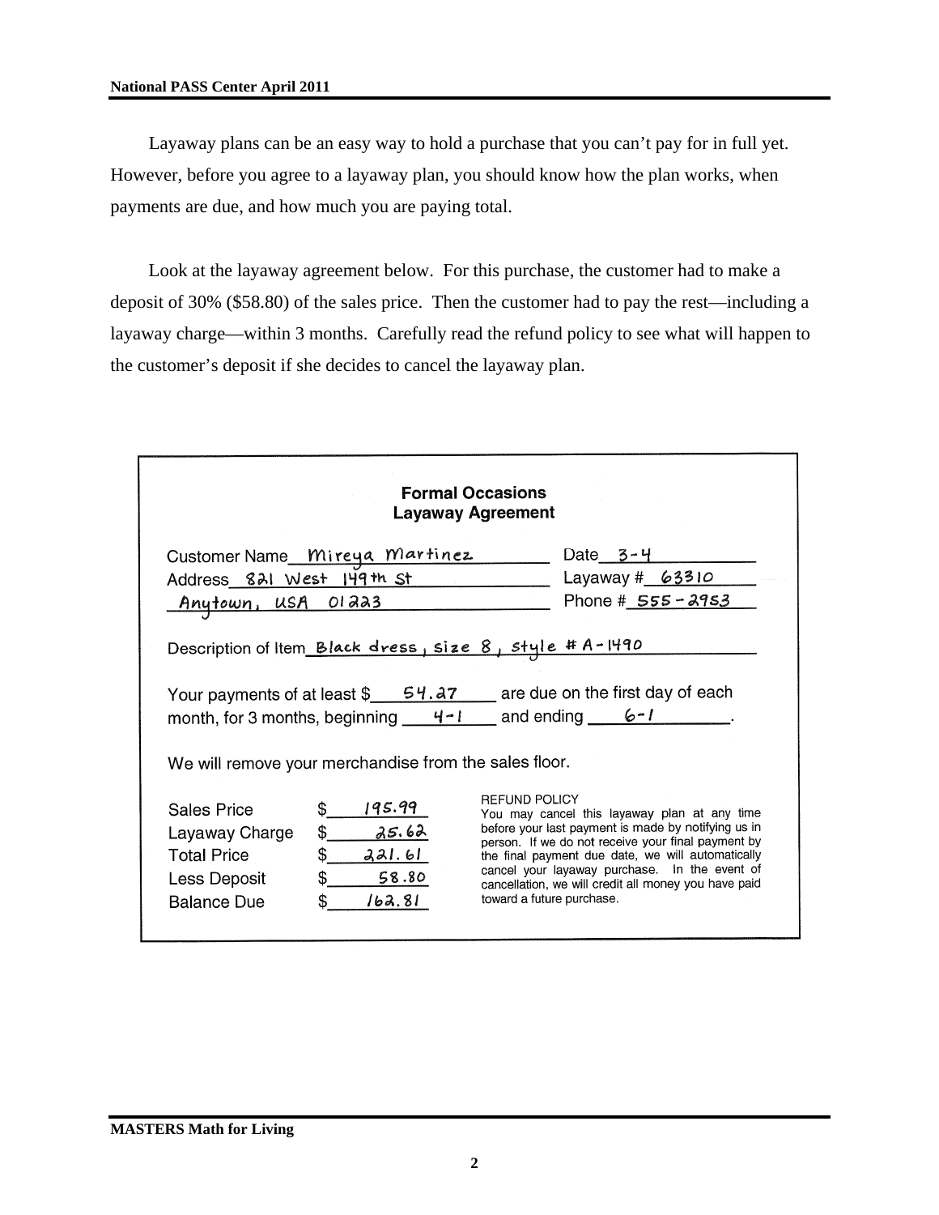Layaway plans can be an easy way to hold a purchase that you can't pay for in full yet. However, before you agree to a layaway plan, you should know how the plan works, when payments are due, and how much you are paying total.

Look at the layaway agreement below. For this purchase, the customer had to make a deposit of 30% ($58.80) of the sales price. Then the customer had to pay the rest—including a layaway charge—within 3 months. Carefully read the refund policy to see what will happen to the customer's deposit if she decides to cancel the layaway plan.

**Formal Occasions**
**Layaway Agreement**

Customer Name Mireya Martinez  Date 3-4
Address 821 West 149th St  Layaway # 63310
Anytown, USA 01223  Phone # 555-2953

Description of Item Black dress, size 8, style # A-1490

Your payments of at least $ 54.27 are due on the first day of each month, for 3 months, beginning 4-1 and ending 6-1.

We will remove your merchandise from the sales floor.

| | |
|---|---|
| Sales Price | $ 195.99 |
| Layaway Charge | $ 25.62 |
| Total Price | $ 221.61 |
| Less Deposit | $ 58.80 |
| Balance Due | $ 162.81 |

REFUND POLICY
You may cancel this layaway plan at any time before your last payment is made by notifying us in person. If we do not receive your final payment by the final payment due date, we will automatically cancel your layaway purchase. In the event of cancellation, we will credit all money you have paid toward a future purchase.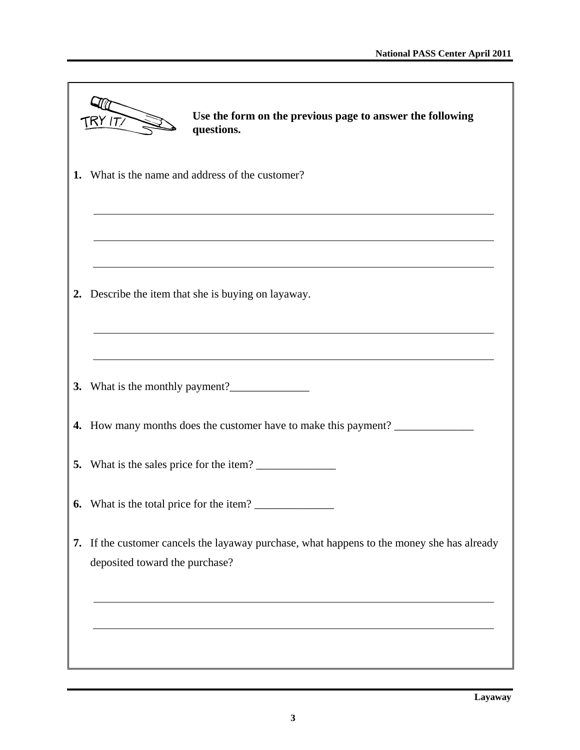TRY IT!

**Use the form on the previous page to answer the following questions.**

1. What is the name and address of the customer?

    ______________________________________________________________________

    ______________________________________________________________________

    ______________________________________________________________________

2. Describe the item that she is buying on layaway.

    ______________________________________________________________________

    ______________________________________________________________________

3. What is the monthly payment?______________

4. How many months does the customer have to make this payment? ______________

5. What is the sales price for the item? ______________

6. What is the total price for the item? ______________

7. If the customer cancels the layaway purchase, what happens to the money she has already deposited toward the purchase?

    ______________________________________________________________________

    ______________________________________________________________________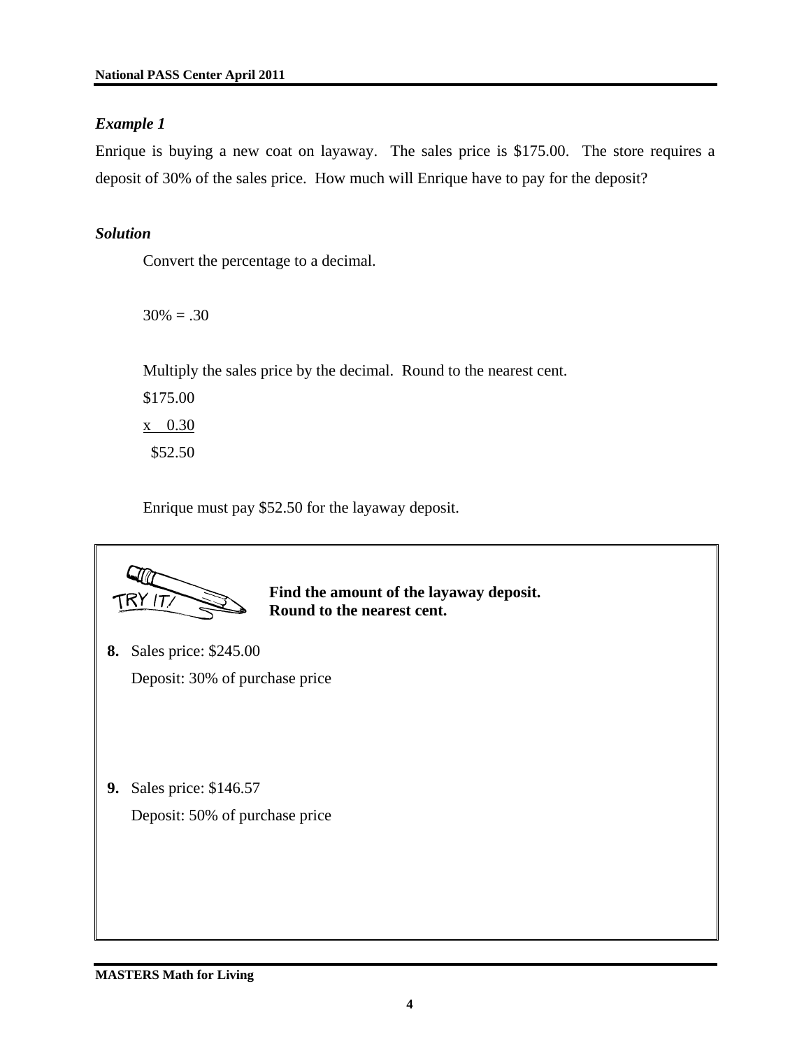### *Example 1*

Enrique is buying a new coat on layaway. The sales price is \$175.00. The store requires a deposit of 30% of the sales price. How much will Enrique have to pay for the deposit?

### *Solution*

Convert the percentage to a decimal.

30% = .30

Multiply the sales price by the decimal. Round to the nearest cent.

```
  $175.00
x    0.30
   $52.50
```

Enrique must pay \$52.50 for the layaway deposit.

---

**TRY IT!**

**Find the amount of the layaway deposit.**
**Round to the nearest cent.**

**8.** Sales price: \$245.00
Deposit: 30% of purchase price

**9.** Sales price: \$146.57
Deposit: 50% of purchase price

---

**MASTERS Math for Living**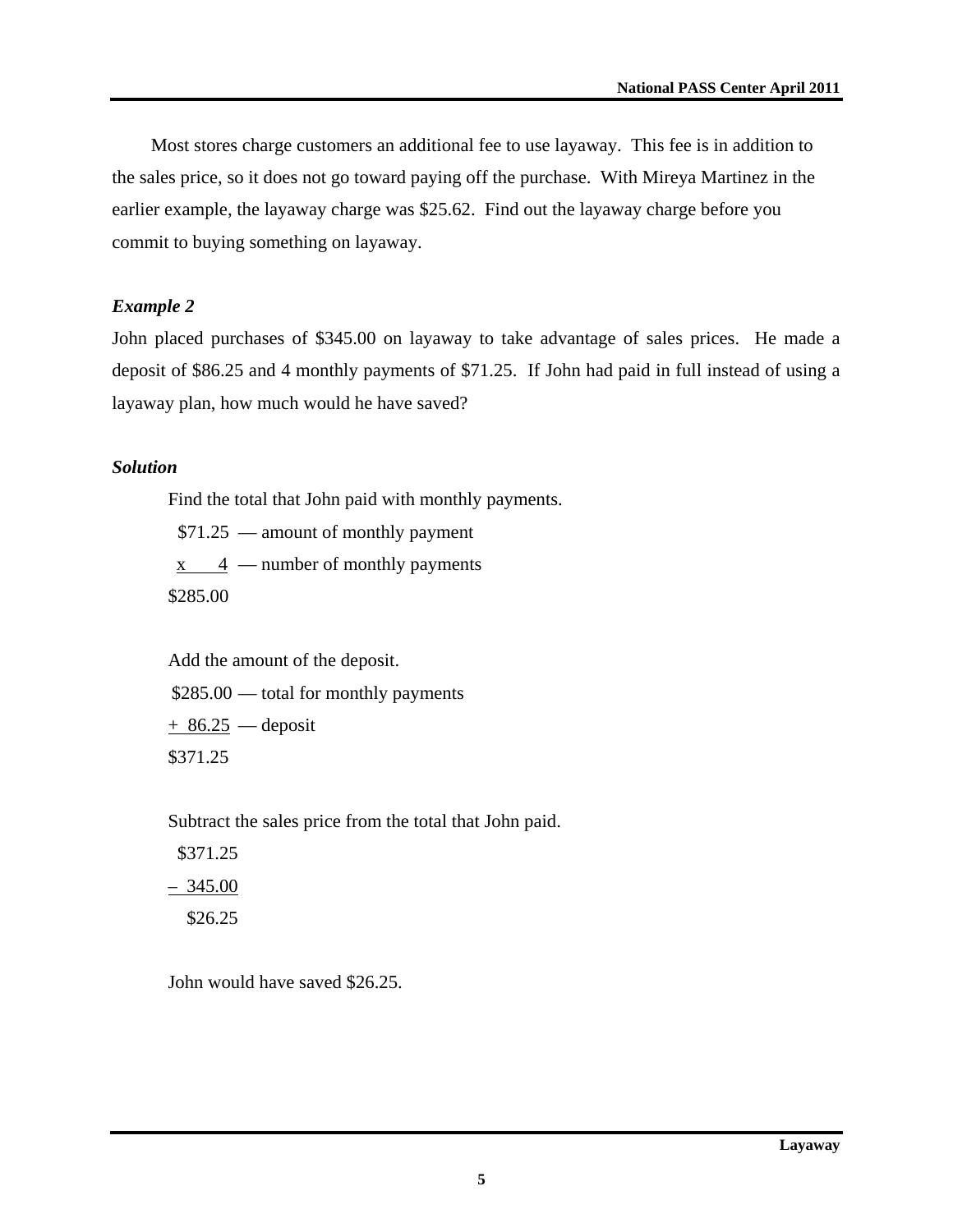Most stores charge customers an additional fee to use layaway. This fee is in addition to the sales price, so it does not go toward paying off the purchase. With Mireya Martinez in the earlier example, the layaway charge was $25.62. Find out the layaway charge before you commit to buying something on layaway.

***Example 2***

John placed purchases of $345.00 on layaway to take advantage of sales prices. He made a deposit of $86.25 and 4 monthly payments of $71.25. If John had paid in full instead of using a layaway plan, how much would he have saved?

***Solution***

Find the total that John paid with monthly payments.

```
  $71.25  — amount of monthly payment
 x     4  — number of monthly payments
 $285.00
```

Add the amount of the deposit.

```
 $285.00 — total for monthly payments
 + 86.25 — deposit
 $371.25
```

Subtract the sales price from the total that John paid.

```
  $371.25
 – 345.00
   $26.25
```

John would have saved $26.25.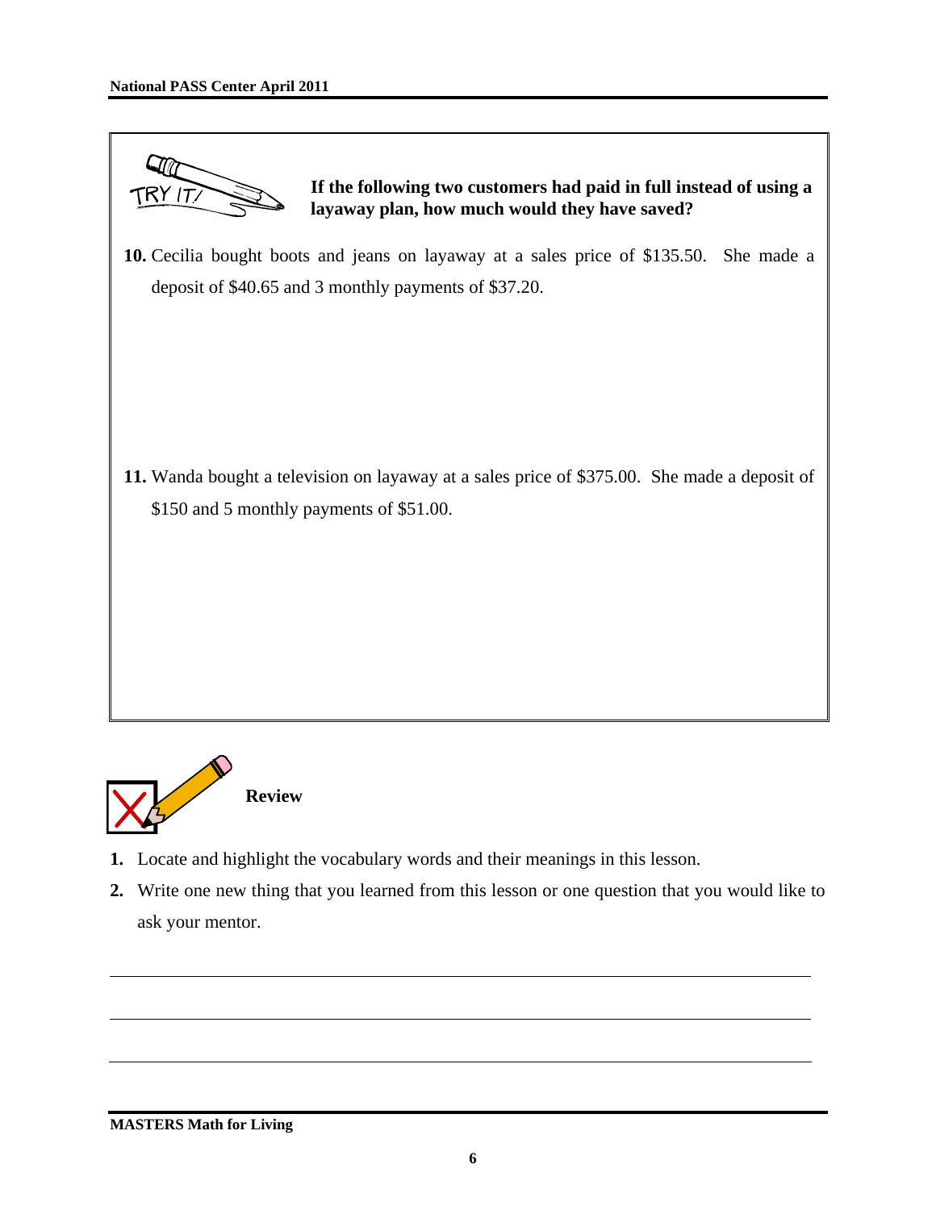TRY IT!

**If the following two customers had paid in full instead of using a layaway plan, how much would they have saved?**

**10.** Cecilia bought boots and jeans on layaway at a sales price of $135.50. She made a deposit of $40.65 and 3 monthly payments of $37.20.

**11.** Wanda bought a television on layaway at a sales price of $375.00. She made a deposit of $150 and 5 monthly payments of $51.00.

## Review

1. Locate and highlight the vocabulary words and their meanings in this lesson.
2. Write one new thing that you learned from this lesson or one question that you would like to ask your mentor.

______________________________________________________________________

______________________________________________________________________

______________________________________________________________________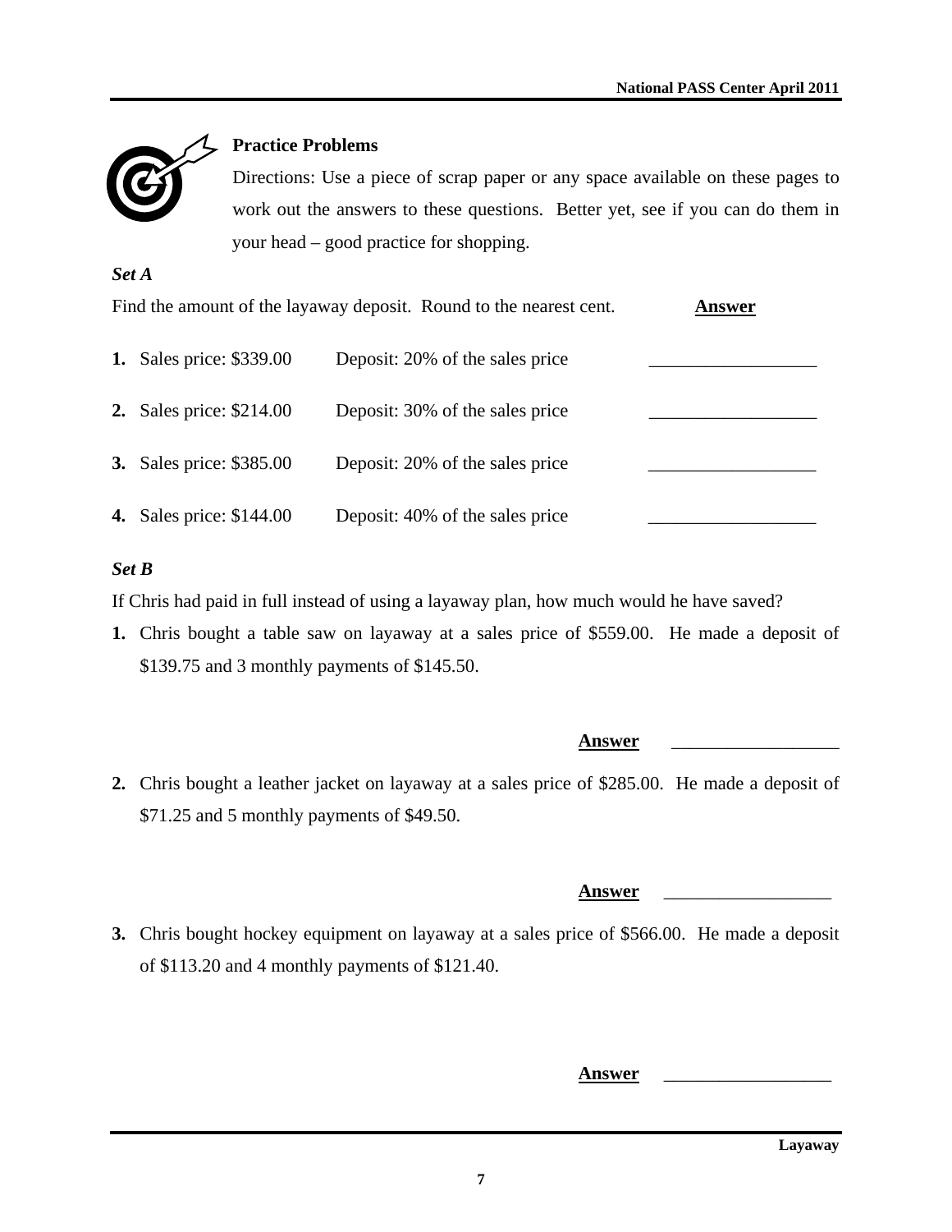## Practice Problems

Directions: Use a piece of scrap paper or any space available on these pages to work out the answers to these questions. Better yet, see if you can do them in your head – good practice for shopping.

### *Set A*

Find the amount of the layaway deposit. Round to the nearest cent.

| | | **Answer** |
|---|---|---|
| **1.** Sales price: $339.00 | Deposit: 20% of the sales price | __________________ |
| **2.** Sales price: $214.00 | Deposit: 30% of the sales price | __________________ |
| **3.** Sales price: $385.00 | Deposit: 20% of the sales price | __________________ |
| **4.** Sales price: $144.00 | Deposit: 40% of the sales price | __________________ |

### *Set B*

If Chris had paid in full instead of using a layaway plan, how much would he have saved?

**1.** Chris bought a table saw on layaway at a sales price of $559.00. He made a deposit of $139.75 and 3 monthly payments of $145.50.

**Answer** __________________

**2.** Chris bought a leather jacket on layaway at a sales price of $285.00. He made a deposit of $71.25 and 5 monthly payments of $49.50.

**Answer** __________________

**3.** Chris bought hockey equipment on layaway at a sales price of $566.00. He made a deposit of $113.20 and 4 monthly payments of $121.40.

**Answer** __________________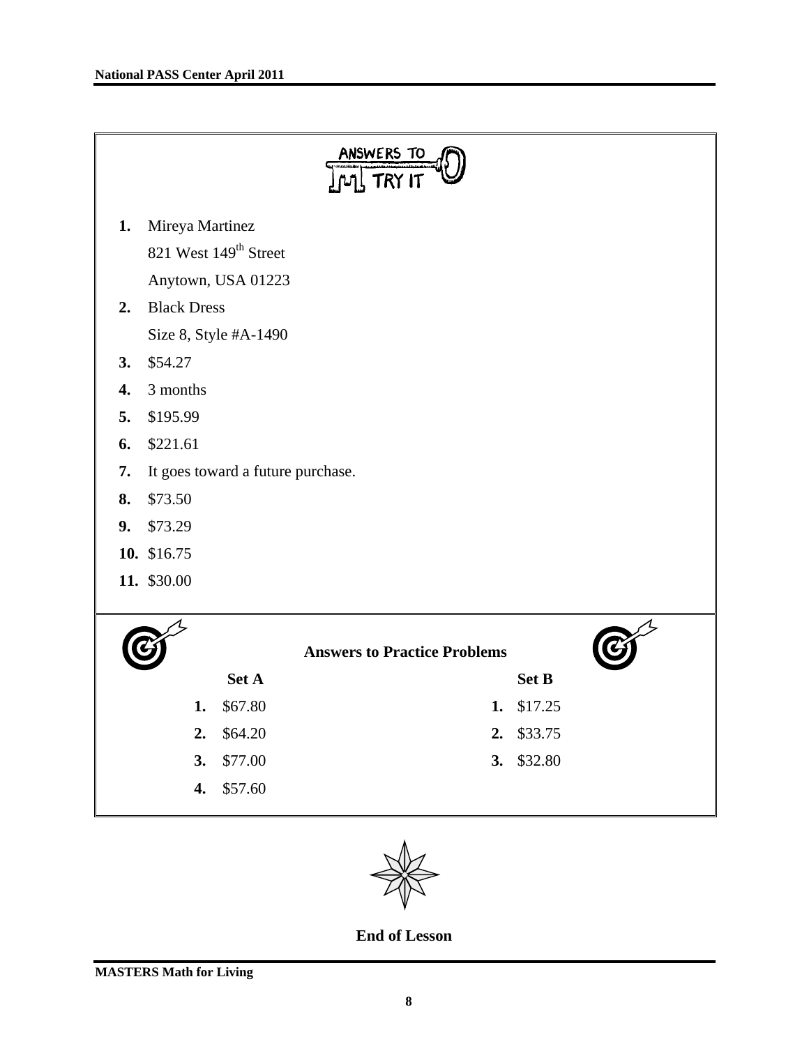## ANSWERS TO TRY IT

1. Mireya Martinez  
   821 West 149th Street  
   Anytown, USA 01223
2. Black Dress  
   Size 8, Style #A-1490
3. $54.27
4. 3 months
5. $195.99
6. $221.61
7. It goes toward a future purchase.
8. $73.50
9. $73.29
10. $16.75
11. $30.00

## Answers to Practice Problems

**Set A**

1. $67.80
2. $64.20
3. $77.00
4. $57.60

**Set B**

1. $17.25
2. $33.75
3. $32.80

**End of Lesson**